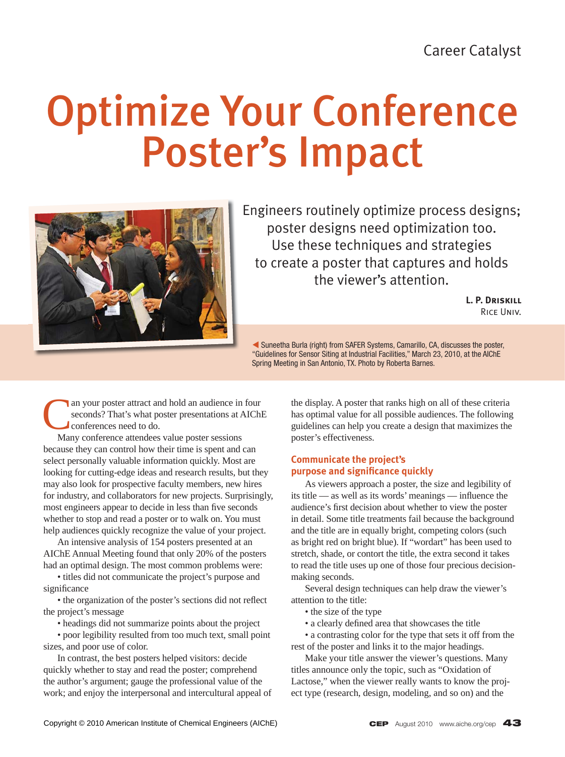Career Catalyst

# Optimize Your Conference Poster's Impact

Engineers routinely optimize process designs; poster designs need optimization too. Use these techniques and strategies to create a poster that captures and holds the viewer's attention.

**L. P. Driskill**
Rice Univ.

◀ Suneetha Burla (right) from SAFER Systems, Camarillo, CA, discusses the poster, "Guidelines for Sensor Siting at Industrial Facilities," March 23, 2010, at the AIChE Spring Meeting in San Antonio, TX. Photo by Roberta Barnes.

Can your poster attract and hold an audience in four seconds? That's what poster presentations at AIChE conferences need to do.

Many conference attendees value poster sessions because they can control how their time is spent and can select personally valuable information quickly. Most are looking for cutting-edge ideas and research results, but they may also look for prospective faculty members, new hires for industry, and collaborators for new projects. Surprisingly, most engineers appear to decide in less than five seconds whether to stop and read a poster or to walk on. You must help audiences quickly recognize the value of your project.

An intensive analysis of 154 posters presented at an AIChE Annual Meeting found that only 20% of the posters had an optimal design. The most common problems were:

- titles did not communicate the project's purpose and significance
- the organization of the poster's sections did not reflect the project's message
- headings did not summarize points about the project
- poor legibility resulted from too much text, small point sizes, and poor use of color.

In contrast, the best posters helped visitors: decide quickly whether to stay and read the poster; comprehend the author's argument; gauge the professional value of the work; and enjoy the interpersonal and intercultural appeal of the display. A poster that ranks high on all of these criteria has optimal value for all possible audiences. The following guidelines can help you create a design that maximizes the poster's effectiveness.

## Communicate the project's purpose and significance quickly

As viewers approach a poster, the size and legibility of its title — as well as its words' meanings — influence the audience's first decision about whether to view the poster in detail. Some title treatments fail because the background and the title are in equally bright, competing colors (such as bright red on bright blue). If "wordart" has been used to stretch, shade, or contort the title, the extra second it takes to read the title uses up one of those four precious decision-making seconds.

Several design techniques can help draw the viewer's attention to the title:

- the size of the type
- a clearly defined area that showcases the title
- a contrasting color for the type that sets it off from the rest of the poster and links it to the major headings.

Make your title answer the viewer's questions. Many titles announce only the topic, such as "Oxidation of Lactose," when the viewer really wants to know the project type (research, design, modeling, and so on) and the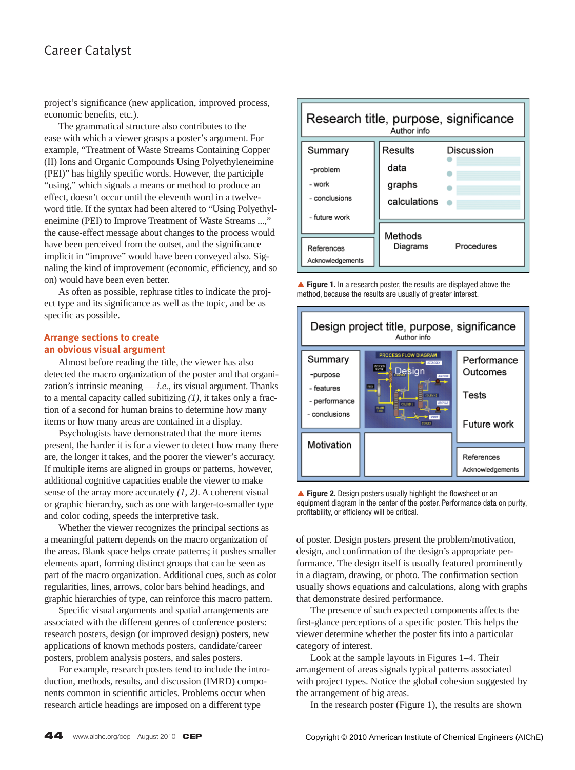project's significance (new application, improved process, economic benefits, etc.).

The grammatical structure also contributes to the ease with which a viewer grasps a poster's argument. For example, "Treatment of Waste Streams Containing Copper (II) Ions and Organic Compounds Using Polyethyleneimine (PEI)" has highly specific words. However, the participle "using," which signals a means or method to produce an effect, doesn't occur until the eleventh word in a twelve-word title. If the syntax had been altered to "Using Polyethyleneimine (PEI) to Improve Treatment of Waste Streams ...," the cause-effect message about changes to the process would have been perceived from the outset, and the significance implicit in "improve" would have been conveyed also. Signaling the kind of improvement (economic, efficiency, and so on) would have been even better.

As often as possible, rephrase titles to indicate the project type and its significance as well as the topic, and be as specific as possible.

## Arrange sections to create an obvious visual argument

Almost before reading the title, the viewer has also detected the macro organization of the poster and that organization's intrinsic meaning — *i.e.*, its visual argument. Thanks to a mental capacity called subitizing *(1)*, it takes only a fraction of a second for human brains to determine how many items or how many areas are contained in a display.

Psychologists have demonstrated that the more items present, the harder it is for a viewer to detect how many there are, the longer it takes, and the poorer the viewer's accuracy. If multiple items are aligned in groups or patterns, however, additional cognitive capacities enable the viewer to make sense of the array more accurately *(1, 2)*. A coherent visual or graphic hierarchy, such as one with larger-to-smaller type and color coding, speeds the interpretive task.

Whether the viewer recognizes the principal sections as a meaningful pattern depends on the macro organization of the areas. Blank space helps create patterns; it pushes smaller elements apart, forming distinct groups that can be seen as part of the macro organization. Additional cues, such as color regularities, lines, arrows, color bars behind headings, and graphic hierarchies of type, can reinforce this macro pattern.

Specific visual arguments and spatial arrangements are associated with the different genres of conference posters: research posters, design (or improved design) posters, new applications of known methods posters, candidate/career posters, problem analysis posters, and sales posters.

For example, research posters tend to include the introduction, methods, results, and discussion (IMRD) components common in scientific articles. Problems occur when research article headings are imposed on a different type of poster. Design posters present the problem/motivation, design, and confirmation of the design's appropriate performance. The design itself is usually featured prominently in a diagram, drawing, or photo. The confirmation section usually shows equations and calculations, along with graphs that demonstrate desired performance.

The presence of such expected components affects the first-glance perceptions of a specific poster. This helps the viewer determine whether the poster fits into a particular category of interest.

Look at the sample layouts in Figures 1–4. Their arrangement of areas signals typical patterns associated with project types. Notice the global cohesion suggested by the arrangement of big areas.

In the research poster (Figure 1), the results are shown

▲ **Figure 1.** In a research poster, the results are displayed above the method, because the results are usually of greater interest.

▲ **Figure 2.** Design posters usually highlight the flowsheet or an equipment diagram in the center of the poster. Performance data on purity, profitability, or efficiency will be critical.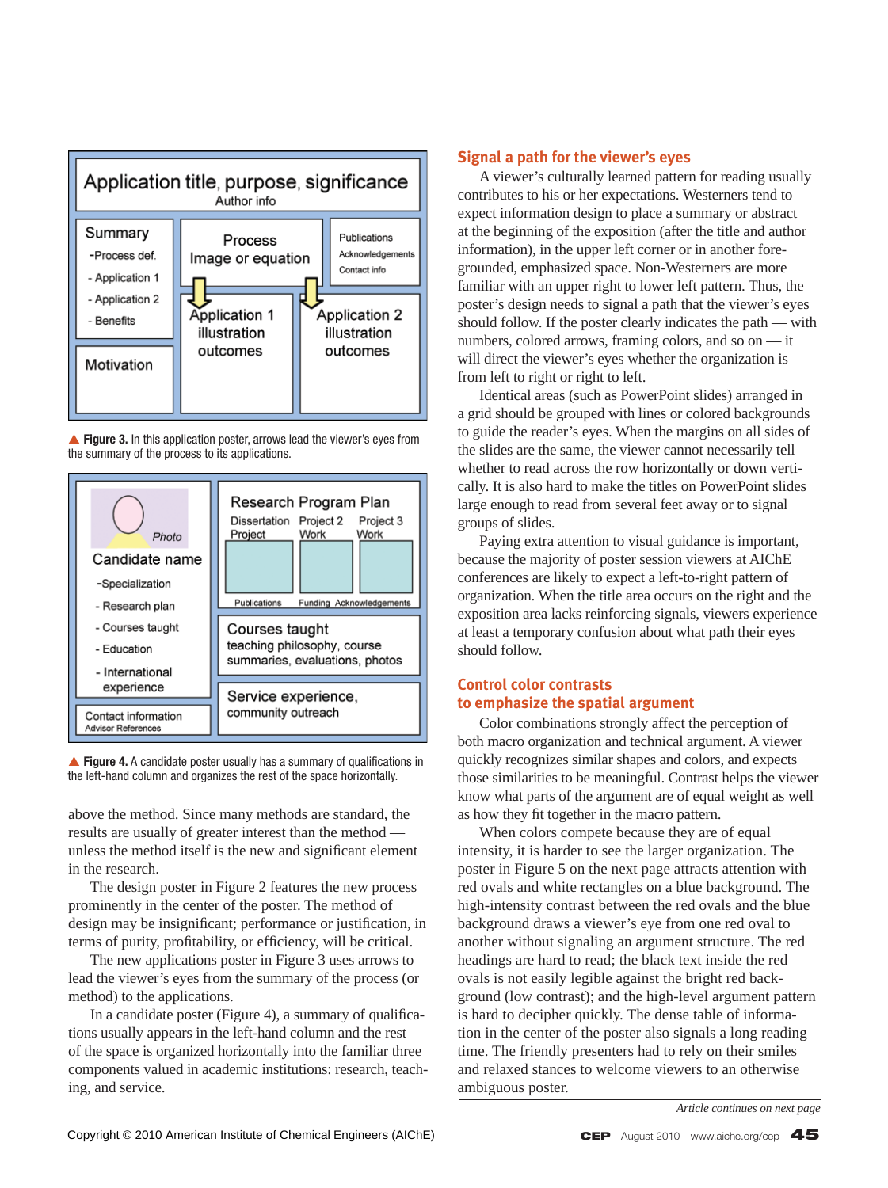▲ **Figure 3.** In this application poster, arrows lead the viewer's eyes from the summary of the process to its applications.

▲ **Figure 4.** A candidate poster usually has a summary of qualifications in the left-hand column and organizes the rest of the space horizontally.

above the method. Since many methods are standard, the results are usually of greater interest than the method — unless the method itself is the new and significant element in the research.

The design poster in Figure 2 features the new process prominently in the center of the poster. The method of design may be insignificant; performance or justification, in terms of purity, profitability, or efficiency, will be critical.

The new applications poster in Figure 3 uses arrows to lead the viewer's eyes from the summary of the process (or method) to the applications.

In a candidate poster (Figure 4), a summary of qualifications usually appears in the left-hand column and the rest of the space is organized horizontally into the familiar three components valued in academic institutions: research, teaching, and service.

## Signal a path for the viewer's eyes

A viewer's culturally learned pattern for reading usually contributes to his or her expectations. Westerners tend to expect information design to place a summary or abstract at the beginning of the exposition (after the title and author information), in the upper left corner or in another foregrounded, emphasized space. Non-Westerners are more familiar with an upper right to lower left pattern. Thus, the poster's design needs to signal a path that the viewer's eyes should follow. If the poster clearly indicates the path — with numbers, colored arrows, framing colors, and so on — it will direct the viewer's eyes whether the organization is from left to right or right to left.

Identical areas (such as PowerPoint slides) arranged in a grid should be grouped with lines or colored backgrounds to guide the reader's eyes. When the margins on all sides of the slides are the same, the viewer cannot necessarily tell whether to read across the row horizontally or down vertically. It is also hard to make the titles on PowerPoint slides large enough to read from several feet away or to signal groups of slides.

Paying extra attention to visual guidance is important, because the majority of poster session viewers at AIChE conferences are likely to expect a left-to-right pattern of organization. When the title area occurs on the right and the exposition area lacks reinforcing signals, viewers experience at least a temporary confusion about what path their eyes should follow.

## Control color contrasts to emphasize the spatial argument

Color combinations strongly affect the perception of both macro organization and technical argument. A viewer quickly recognizes similar shapes and colors, and expects those similarities to be meaningful. Contrast helps the viewer know what parts of the argument are of equal weight as well as how they fit together in the macro pattern.

When colors compete because they are of equal intensity, it is harder to see the larger organization. The poster in Figure 5 on the next page attracts attention with red ovals and white rectangles on a blue background. The high-intensity contrast between the red ovals and the blue background draws a viewer's eye from one red oval to another without signaling an argument structure. The red headings are hard to read; the black text inside the red ovals is not easily legible against the bright red background (low contrast); and the high-level argument pattern is hard to decipher quickly. The dense table of information in the center of the poster also signals a long reading time. The friendly presenters had to rely on their smiles and relaxed stances to welcome viewers to an otherwise ambiguous poster.

*Article continues on next page*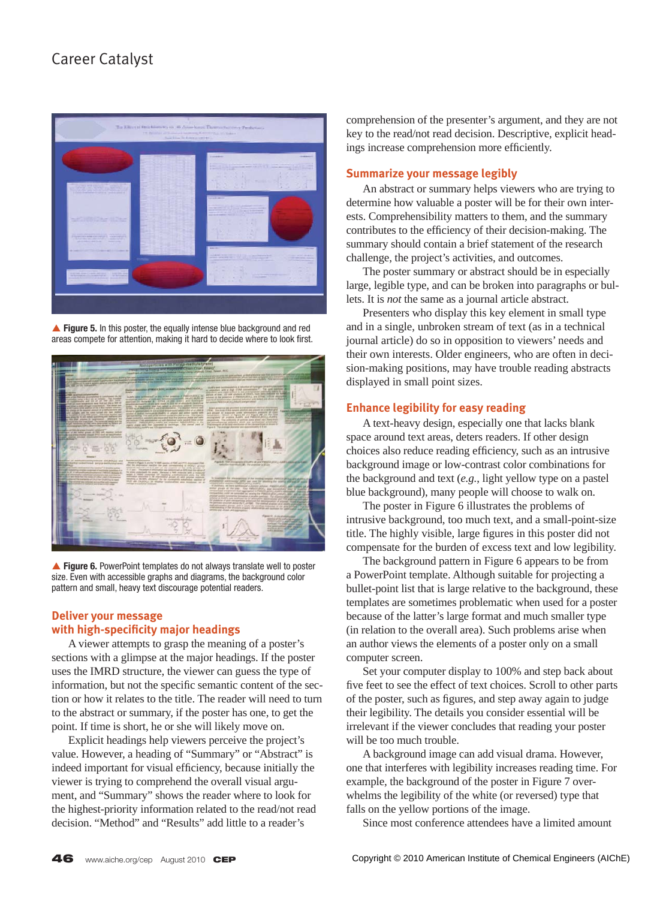▲ **Figure 5.** In this poster, the equally intense blue background and red areas compete for attention, making it hard to decide where to look first.

▲ **Figure 6.** PowerPoint templates do not always translate well to poster size. Even with accessible graphs and diagrams, the background color pattern and small, heavy text discourage potential readers.

## Deliver your message with high-specificity major headings

A viewer attempts to grasp the meaning of a poster's sections with a glimpse at the major headings. If the poster uses the IMRD structure, the viewer can guess the type of information, but not the specific semantic content of the section or how it relates to the title. The reader will need to turn to the abstract or summary, if the poster has one, to get the point. If time is short, he or she will likely move on.

Explicit headings help viewers perceive the project's value. However, a heading of "Summary" or "Abstract" is indeed important for visual efficiency, because initially the viewer is trying to comprehend the overall visual argument, and "Summary" shows the reader where to look for the highest-priority information related to the read/not read decision. "Method" and "Results" add little to a reader's comprehension of the presenter's argument, and they are not key to the read/not read decision. Descriptive, explicit headings increase comprehension more efficiently.

## Summarize your message legibly

An abstract or summary helps viewers who are trying to determine how valuable a poster will be for their own interests. Comprehensibility matters to them, and the summary contributes to the efficiency of their decision-making. The summary should contain a brief statement of the research challenge, the project's activities, and outcomes.

The poster summary or abstract should be in especially large, legible type, and can be broken into paragraphs or bullets. It is *not* the same as a journal article abstract.

Presenters who display this key element in small type and in a single, unbroken stream of text (as in a technical journal article) do so in opposition to viewers' needs and their own interests. Older engineers, who are often in decision-making positions, may have trouble reading abstracts displayed in small point sizes.

## Enhance legibility for easy reading

A text-heavy design, especially one that lacks blank space around text areas, deters readers. If other design choices also reduce reading efficiency, such as an intrusive background image or low-contrast color combinations for the background and text (*e.g.*, light yellow type on a pastel blue background), many people will choose to walk on.

The poster in Figure 6 illustrates the problems of intrusive background, too much text, and a small-point-size title. The highly visible, large figures in this poster did not compensate for the burden of excess text and low legibility.

The background pattern in Figure 6 appears to be from a PowerPoint template. Although suitable for projecting a bullet-point list that is large relative to the background, these templates are sometimes problematic when used for a poster because of the latter's large format and much smaller type (in relation to the overall area). Such problems arise when an author views the elements of a poster only on a small computer screen.

Set your computer display to 100% and step back about five feet to see the effect of text choices. Scroll to other parts of the poster, such as figures, and step away again to judge their legibility. The details you consider essential will be irrelevant if the viewer concludes that reading your poster will be too much trouble.

A background image can add visual drama. However, one that interferes with legibility increases reading time. For example, the background of the poster in Figure 7 overwhelms the legibility of the white (or reversed) type that falls on the yellow portions of the image.

Since most conference attendees have a limited amount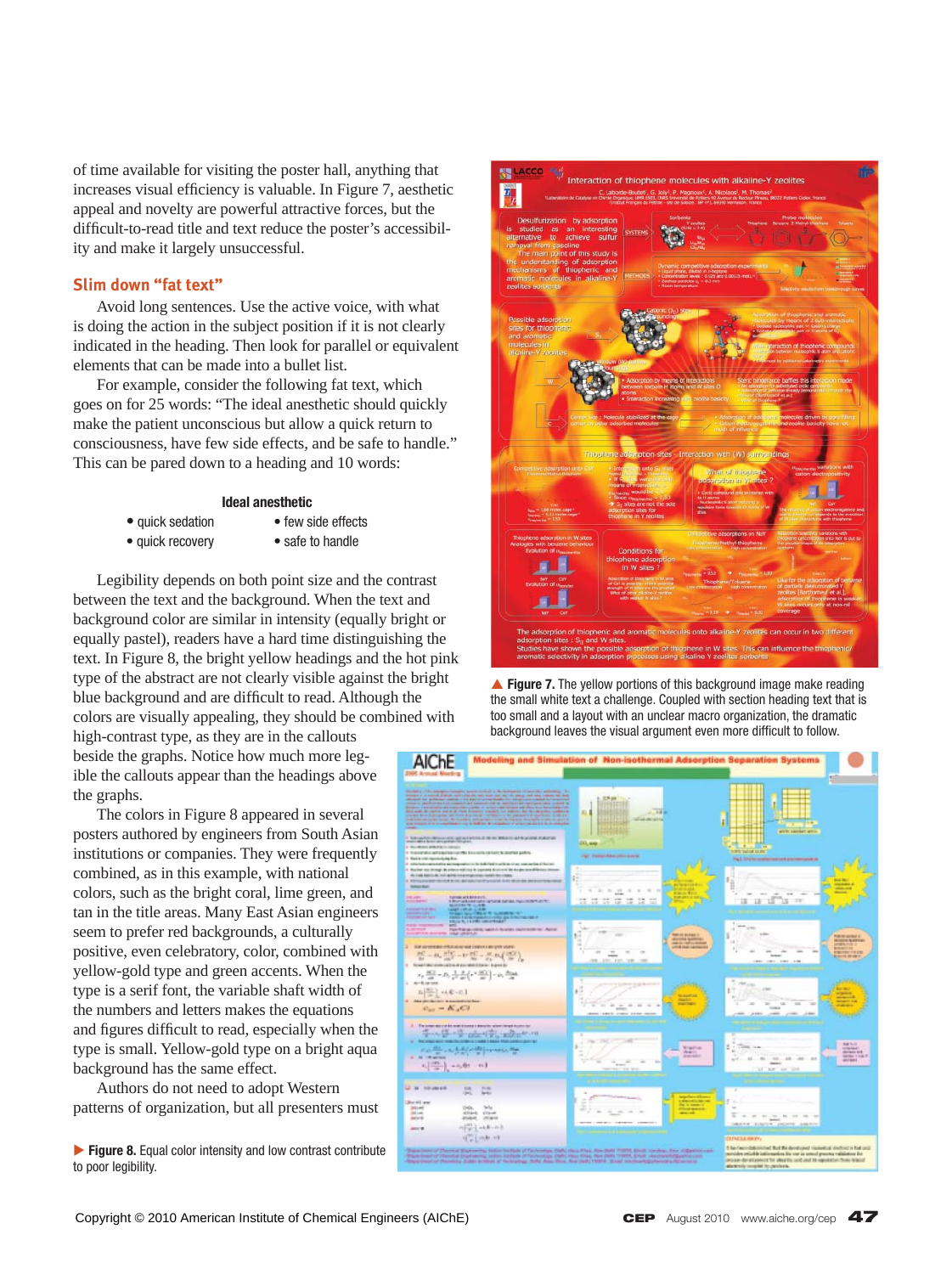of time available for visiting the poster hall, anything that increases visual efficiency is valuable. In Figure 7, aesthetic appeal and novelty are powerful attractive forces, but the difficult-to-read title and text reduce the poster's accessibility and make it largely unsuccessful.

## Slim down "fat text"

Avoid long sentences. Use the active voice, with what is doing the action in the subject position if it is not clearly indicated in the heading. Then look for parallel or equivalent elements that can be made into a bullet list.

For example, consider the following fat text, which goes on for 25 words: "The ideal anesthetic should quickly make the patient unconscious but allow a quick return to consciousness, have few side effects, and be safe to handle." This can be pared down to a heading and 10 words:

**Ideal anesthetic**

- quick sedation
- quick recovery
- few side effects
- safe to handle

Legibility depends on both point size and the contrast between the text and the background. When the text and background color are similar in intensity (equally bright or equally pastel), readers have a hard time distinguishing the text. In Figure 8, the bright yellow headings and the hot pink type of the abstract are not clearly visible against the bright blue background and are difficult to read. Although the colors are visually appealing, they should be combined with high-contrast type, as they are in the callouts beside the graphs. Notice how much more legible the callouts appear than the headings above the graphs.

The colors in Figure 8 appeared in several posters authored by engineers from South Asian institutions or companies. They were frequently combined, as in this example, with national colors, such as the bright coral, lime green, and tan in the title areas. Many East Asian engineers seem to prefer red backgrounds, a culturally positive, even celebratory, color, combined with yellow-gold type and green accents. When the type is a serif font, the variable shaft width of the numbers and letters makes the equations and figures difficult to read, especially when the type is small. Yellow-gold type on a bright aqua background has the same effect.

Authors do not need to adopt Western patterns of organization, but all presenters must

▲ **Figure 7.** The yellow portions of this background image make reading the small white text a challenge. Coupled with section heading text that is too small and a layout with an unclear macro organization, the dramatic background leaves the visual argument even more difficult to follow.

▶ **Figure 8.** Equal color intensity and low contrast contribute to poor legibility.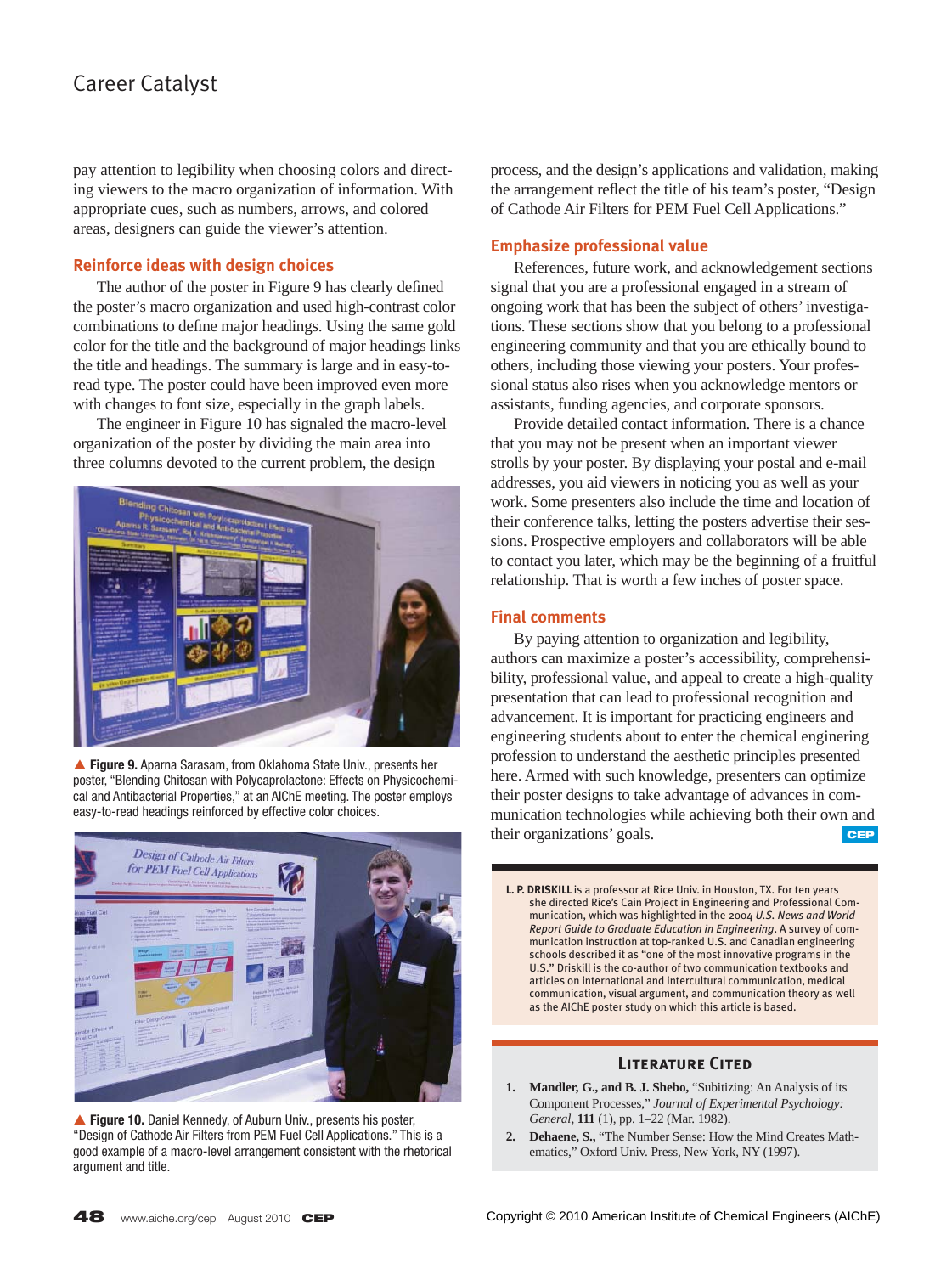pay attention to legibility when choosing colors and directing viewers to the macro organization of information. With appropriate cues, such as numbers, arrows, and colored areas, designers can guide the viewer's attention.

## Reinforce ideas with design choices

The author of the poster in Figure 9 has clearly defined the poster's macro organization and used high-contrast color combinations to define major headings. Using the same gold color for the title and the background of major headings links the title and headings. The summary is large and in easy-to-read type. The poster could have been improved even more with changes to font size, especially in the graph labels.

The engineer in Figure 10 has signaled the macro-level organization of the poster by dividing the main area into three columns devoted to the current problem, the design process, and the design's applications and validation, making the arrangement reflect the title of his team's poster, "Design of Cathode Air Filters for PEM Fuel Cell Applications."

▲ **Figure 9.** Aparna Sarasam, from Oklahoma State Univ., presents her poster, "Blending Chitosan with Polycaprolactone: Effects on Physicochemical and Antibacterial Properties," at an AIChE meeting. The poster employs easy-to-read headings reinforced by effective color choices.

▲ **Figure 10.** Daniel Kennedy, of Auburn Univ., presents his poster, "Design of Cathode Air Filters from PEM Fuel Cell Applications." This is a good example of a macro-level arrangement consistent with the rhetorical argument and title.

## Emphasize professional value

References, future work, and acknowledgement sections signal that you are a professional engaged in a stream of ongoing work that has been the subject of others' investigations. These sections show that you belong to a professional engineering community and that you are ethically bound to others, including those viewing your posters. Your professional status also rises when you acknowledge mentors or assistants, funding agencies, and corporate sponsors.

Provide detailed contact information. There is a chance that you may not be present when an important viewer strolls by your poster. By displaying your postal and e-mail addresses, you aid viewers in noticing you as well as your work. Some presenters also include the time and location of their conference talks, letting the posters advertise their sessions. Prospective employers and collaborators will be able to contact you later, which may be the beginning of a fruitful relationship. That is worth a few inches of poster space.

## Final comments

By paying attention to organization and legibility, authors can maximize a poster's accessibility, comprehensibility, professional value, and appeal to create a high-quality presentation that can lead to professional recognition and advancement. It is important for practicing engineers and engineering students about to enter the chemical enginering profession to understand the aesthetic principles presented here. Armed with such knowledge, presenters can optimize their poster designs to take advantage of advances in communication technologies while achieving both their own and their organizations' goals. CEP

**L. P. DRISKILL** is a professor at Rice Univ. in Houston, TX. For ten years she directed Rice's Cain Project in Engineering and Professional Communication, which was highlighted in the 2004 *U.S. News and World Report Guide to Graduate Education in Engineering*. A survey of communication instruction at top-ranked U.S. and Canadian engineering schools described it as "one of the most innovative programs in the U.S." Driskill is the co-author of two communication textbooks and articles on international and intercultural communication, medical communication, visual argument, and communication theory as well as the AIChE poster study on which this article is based.

## Literature Cited

1. **Mandler, G., and B. J. Shebo,** "Subitizing: An Analysis of its Component Processes," *Journal of Experimental Psychology: General*, **111** (1), pp. 1–22 (Mar. 1982).
2. **Dehaene, S.,** "The Number Sense: How the Mind Creates Mathematics," Oxford Univ. Press, New York, NY (1997).

Copyright © 2010 American Institute of Chemical Engineers (AIChE)